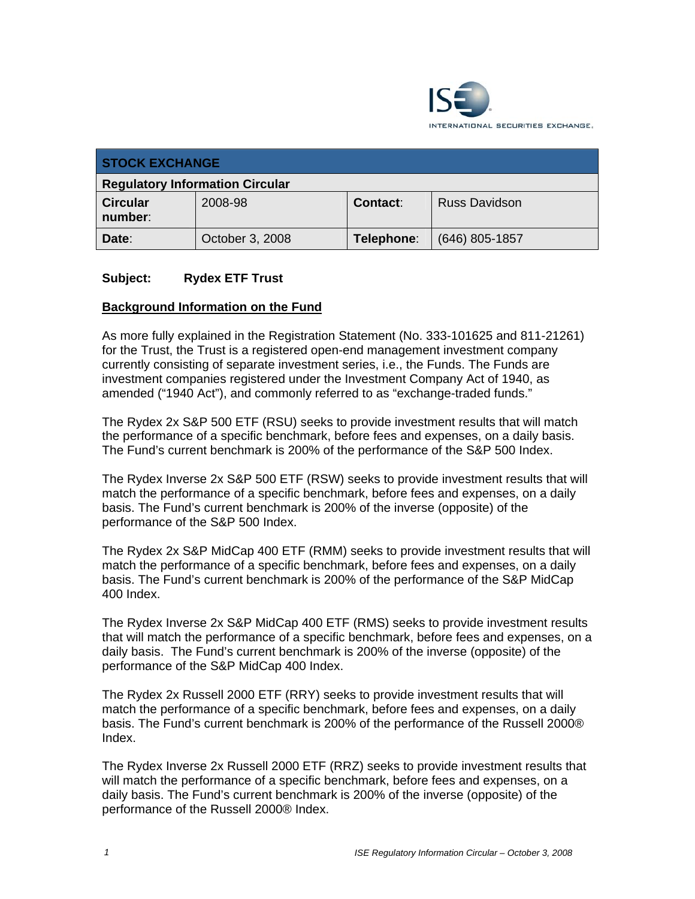| STOCK EXCHANGE | | | |
|---|---|---|---|
| **Regulatory Information Circular** | | | |
| **Circular number:** | 2008-98 | **Contact:** | Russ Davidson |
| **Date:** | October 3, 2008 | **Telephone:** | (646) 805-1857 |

**Subject: Rydex ETF Trust**

**Background Information on the Fund**

As more fully explained in the Registration Statement (No. 333-101625 and 811-21261) for the Trust, the Trust is a registered open-end management investment company currently consisting of separate investment series, i.e., the Funds. The Funds are investment companies registered under the Investment Company Act of 1940, as amended ("1940 Act"), and commonly referred to as "exchange-traded funds."

The Rydex 2x S&P 500 ETF (RSU) seeks to provide investment results that will match the performance of a specific benchmark, before fees and expenses, on a daily basis. The Fund's current benchmark is 200% of the performance of the S&P 500 Index.

The Rydex Inverse 2x S&P 500 ETF (RSW) seeks to provide investment results that will match the performance of a specific benchmark, before fees and expenses, on a daily basis. The Fund's current benchmark is 200% of the inverse (opposite) of the performance of the S&P 500 Index.

The Rydex 2x S&P MidCap 400 ETF (RMM) seeks to provide investment results that will match the performance of a specific benchmark, before fees and expenses, on a daily basis. The Fund's current benchmark is 200% of the performance of the S&P MidCap 400 Index.

The Rydex Inverse 2x S&P MidCap 400 ETF (RMS) seeks to provide investment results that will match the performance of a specific benchmark, before fees and expenses, on a daily basis. The Fund's current benchmark is 200% of the inverse (opposite) of the performance of the S&P MidCap 400 Index.

The Rydex 2x Russell 2000 ETF (RRY) seeks to provide investment results that will match the performance of a specific benchmark, before fees and expenses, on a daily basis. The Fund's current benchmark is 200% of the performance of the Russell 2000® Index.

The Rydex Inverse 2x Russell 2000 ETF (RRZ) seeks to provide investment results that will match the performance of a specific benchmark, before fees and expenses, on a daily basis. The Fund's current benchmark is 200% of the inverse (opposite) of the performance of the Russell 2000® Index.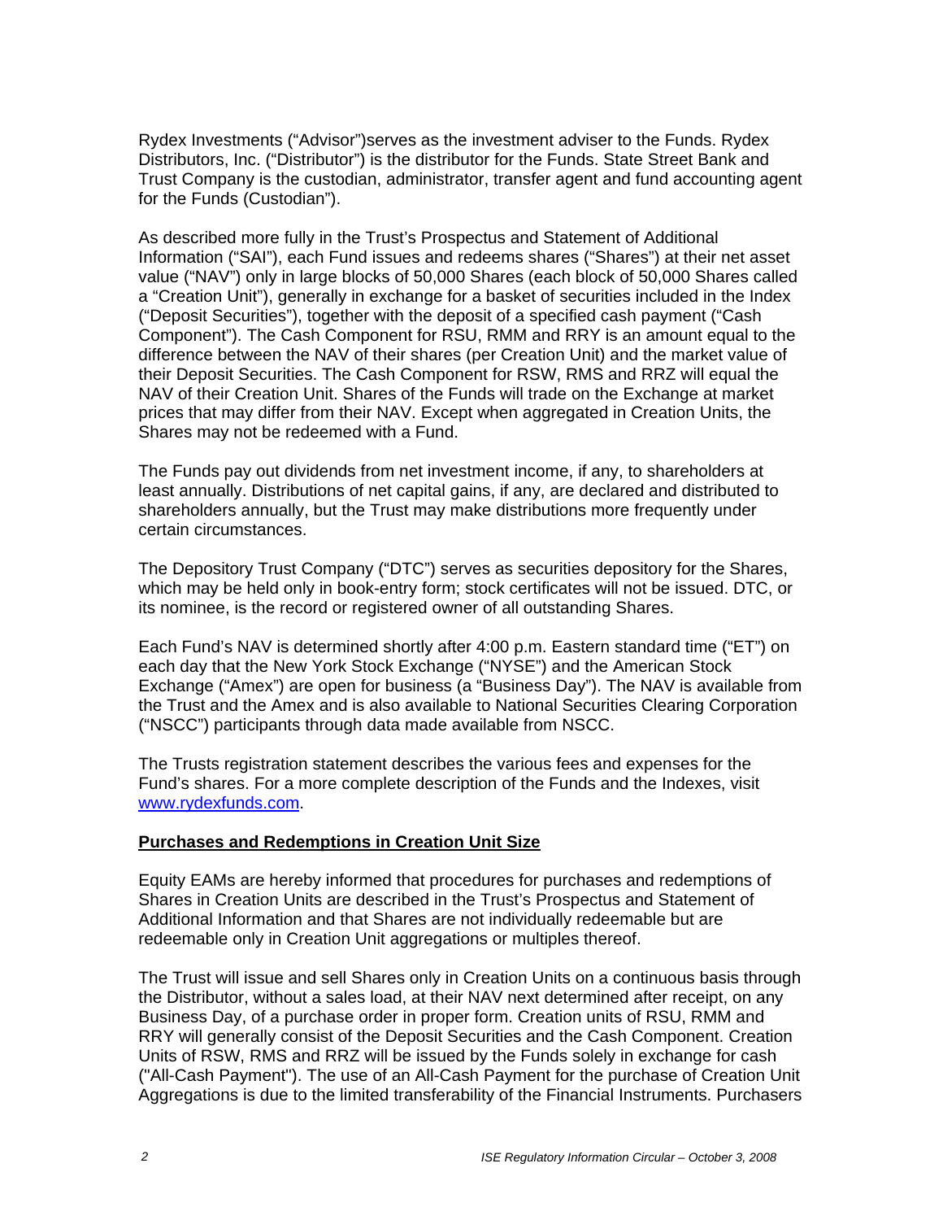Rydex Investments ("Advisor")serves as the investment adviser to the Funds. Rydex Distributors, Inc. ("Distributor") is the distributor for the Funds. State Street Bank and Trust Company is the custodian, administrator, transfer agent and fund accounting agent for the Funds (Custodian").

As described more fully in the Trust's Prospectus and Statement of Additional Information ("SAI"), each Fund issues and redeems shares ("Shares") at their net asset value ("NAV") only in large blocks of 50,000 Shares (each block of 50,000 Shares called a "Creation Unit"), generally in exchange for a basket of securities included in the Index ("Deposit Securities"), together with the deposit of a specified cash payment ("Cash Component"). The Cash Component for RSU, RMM and RRY is an amount equal to the difference between the NAV of their shares (per Creation Unit) and the market value of their Deposit Securities. The Cash Component for RSW, RMS and RRZ will equal the NAV of their Creation Unit. Shares of the Funds will trade on the Exchange at market prices that may differ from their NAV. Except when aggregated in Creation Units, the Shares may not be redeemed with a Fund.

The Funds pay out dividends from net investment income, if any, to shareholders at least annually. Distributions of net capital gains, if any, are declared and distributed to shareholders annually, but the Trust may make distributions more frequently under certain circumstances.

The Depository Trust Company ("DTC") serves as securities depository for the Shares, which may be held only in book-entry form; stock certificates will not be issued. DTC, or its nominee, is the record or registered owner of all outstanding Shares.

Each Fund's NAV is determined shortly after 4:00 p.m. Eastern standard time ("ET") on each day that the New York Stock Exchange ("NYSE") and the American Stock Exchange ("Amex") are open for business (a "Business Day"). The NAV is available from the Trust and the Amex and is also available to National Securities Clearing Corporation ("NSCC") participants through data made available from NSCC.

The Trusts registration statement describes the various fees and expenses for the Fund's shares. For a more complete description of the Funds and the Indexes, visit www.rydexfunds.com.

**Purchases and Redemptions in Creation Unit Size**

Equity EAMs are hereby informed that procedures for purchases and redemptions of Shares in Creation Units are described in the Trust's Prospectus and Statement of Additional Information and that Shares are not individually redeemable but are redeemable only in Creation Unit aggregations or multiples thereof.

The Trust will issue and sell Shares only in Creation Units on a continuous basis through the Distributor, without a sales load, at their NAV next determined after receipt, on any Business Day, of a purchase order in proper form. Creation units of RSU, RMM and RRY will generally consist of the Deposit Securities and the Cash Component. Creation Units of RSW, RMS and RRZ will be issued by the Funds solely in exchange for cash ("All-Cash Payment"). The use of an All-Cash Payment for the purchase of Creation Unit Aggregations is due to the limited transferability of the Financial Instruments. Purchasers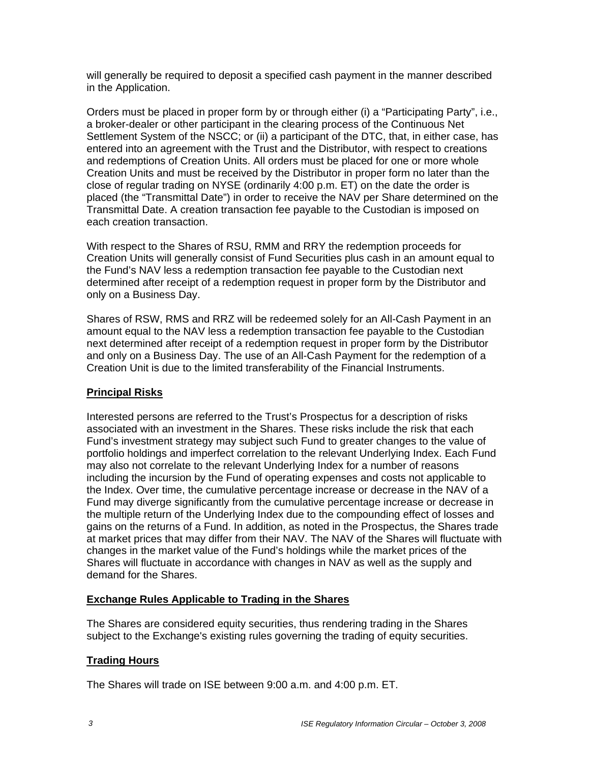will generally be required to deposit a specified cash payment in the manner described in the Application.

Orders must be placed in proper form by or through either (i) a "Participating Party", i.e., a broker-dealer or other participant in the clearing process of the Continuous Net Settlement System of the NSCC; or (ii) a participant of the DTC, that, in either case, has entered into an agreement with the Trust and the Distributor, with respect to creations and redemptions of Creation Units. All orders must be placed for one or more whole Creation Units and must be received by the Distributor in proper form no later than the close of regular trading on NYSE (ordinarily 4:00 p.m. ET) on the date the order is placed (the "Transmittal Date") in order to receive the NAV per Share determined on the Transmittal Date. A creation transaction fee payable to the Custodian is imposed on each creation transaction.

With respect to the Shares of RSU, RMM and RRY the redemption proceeds for Creation Units will generally consist of Fund Securities plus cash in an amount equal to the Fund's NAV less a redemption transaction fee payable to the Custodian next determined after receipt of a redemption request in proper form by the Distributor and only on a Business Day.

Shares of RSW, RMS and RRZ will be redeemed solely for an All-Cash Payment in an amount equal to the NAV less a redemption transaction fee payable to the Custodian next determined after receipt of a redemption request in proper form by the Distributor and only on a Business Day. The use of an All-Cash Payment for the redemption of a Creation Unit is due to the limited transferability of the Financial Instruments.

## Principal Risks

Interested persons are referred to the Trust's Prospectus for a description of risks associated with an investment in the Shares. These risks include the risk that each Fund's investment strategy may subject such Fund to greater changes to the value of portfolio holdings and imperfect correlation to the relevant Underlying Index. Each Fund may also not correlate to the relevant Underlying Index for a number of reasons including the incursion by the Fund of operating expenses and costs not applicable to the Index. Over time, the cumulative percentage increase or decrease in the NAV of a Fund may diverge significantly from the cumulative percentage increase or decrease in the multiple return of the Underlying Index due to the compounding effect of losses and gains on the returns of a Fund. In addition, as noted in the Prospectus, the Shares trade at market prices that may differ from their NAV. The NAV of the Shares will fluctuate with changes in the market value of the Fund's holdings while the market prices of the Shares will fluctuate in accordance with changes in NAV as well as the supply and demand for the Shares.

## Exchange Rules Applicable to Trading in the Shares

The Shares are considered equity securities, thus rendering trading in the Shares subject to the Exchange's existing rules governing the trading of equity securities.

## Trading Hours

The Shares will trade on ISE between 9:00 a.m. and 4:00 p.m. ET.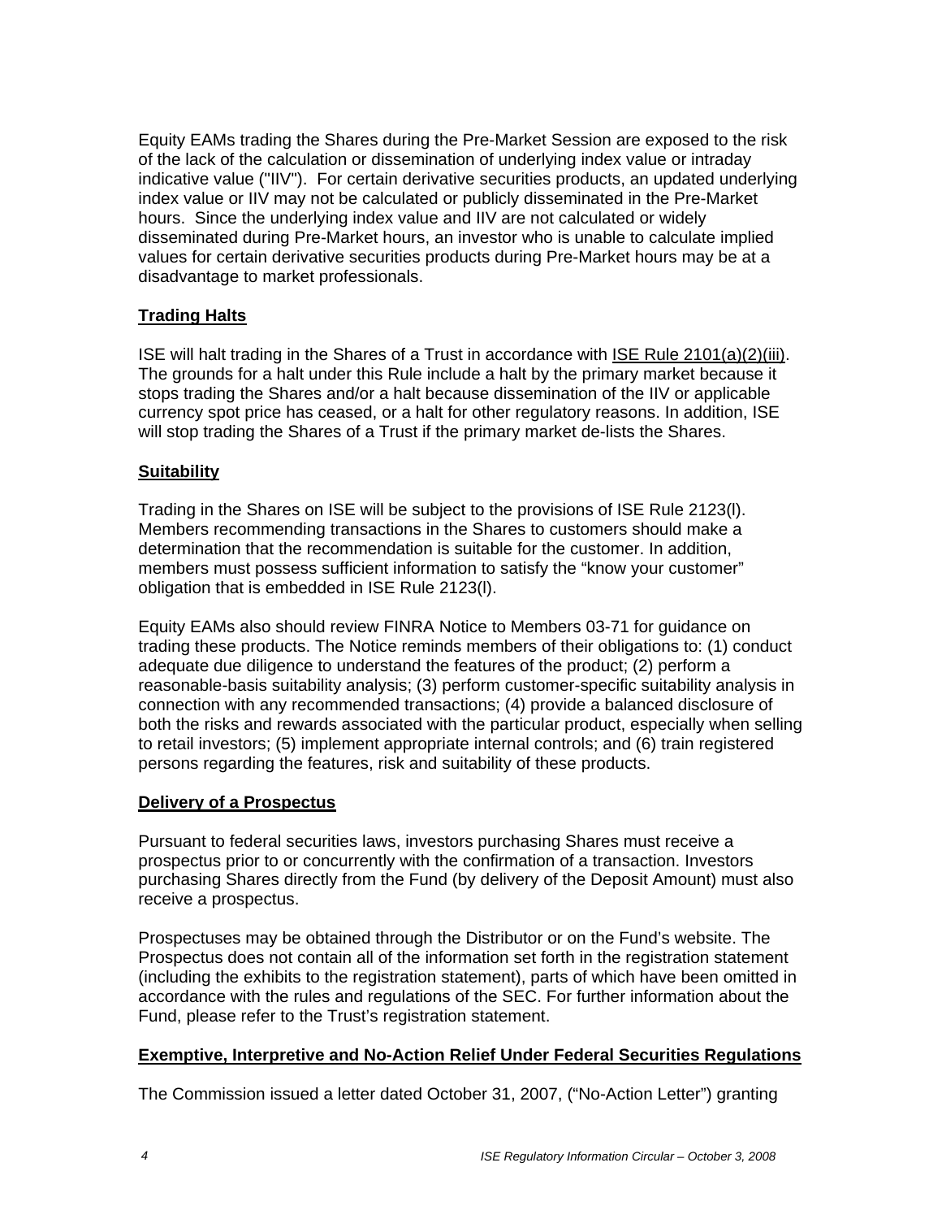Equity EAMs trading the Shares during the Pre-Market Session are exposed to the risk of the lack of the calculation or dissemination of underlying index value or intraday indicative value ("IIV"). For certain derivative securities products, an updated underlying index value or IIV may not be calculated or publicly disseminated in the Pre-Market hours. Since the underlying index value and IIV are not calculated or widely disseminated during Pre-Market hours, an investor who is unable to calculate implied values for certain derivative securities products during Pre-Market hours may be at a disadvantage to market professionals.

## Trading Halts

ISE will halt trading in the Shares of a Trust in accordance with ISE Rule 2101(a)(2)(iii). The grounds for a halt under this Rule include a halt by the primary market because it stops trading the Shares and/or a halt because dissemination of the IIV or applicable currency spot price has ceased, or a halt for other regulatory reasons. In addition, ISE will stop trading the Shares of a Trust if the primary market de-lists the Shares.

## Suitability

Trading in the Shares on ISE will be subject to the provisions of ISE Rule 2123(l). Members recommending transactions in the Shares to customers should make a determination that the recommendation is suitable for the customer. In addition, members must possess sufficient information to satisfy the "know your customer" obligation that is embedded in ISE Rule 2123(l).

Equity EAMs also should review FINRA Notice to Members 03-71 for guidance on trading these products. The Notice reminds members of their obligations to: (1) conduct adequate due diligence to understand the features of the product; (2) perform a reasonable-basis suitability analysis; (3) perform customer-specific suitability analysis in connection with any recommended transactions; (4) provide a balanced disclosure of both the risks and rewards associated with the particular product, especially when selling to retail investors; (5) implement appropriate internal controls; and (6) train registered persons regarding the features, risk and suitability of these products.

## Delivery of a Prospectus

Pursuant to federal securities laws, investors purchasing Shares must receive a prospectus prior to or concurrently with the confirmation of a transaction. Investors purchasing Shares directly from the Fund (by delivery of the Deposit Amount) must also receive a prospectus.

Prospectuses may be obtained through the Distributor or on the Fund's website. The Prospectus does not contain all of the information set forth in the registration statement (including the exhibits to the registration statement), parts of which have been omitted in accordance with the rules and regulations of the SEC. For further information about the Fund, please refer to the Trust's registration statement.

## Exemptive, Interpretive and No-Action Relief Under Federal Securities Regulations

The Commission issued a letter dated October 31, 2007, ("No-Action Letter") granting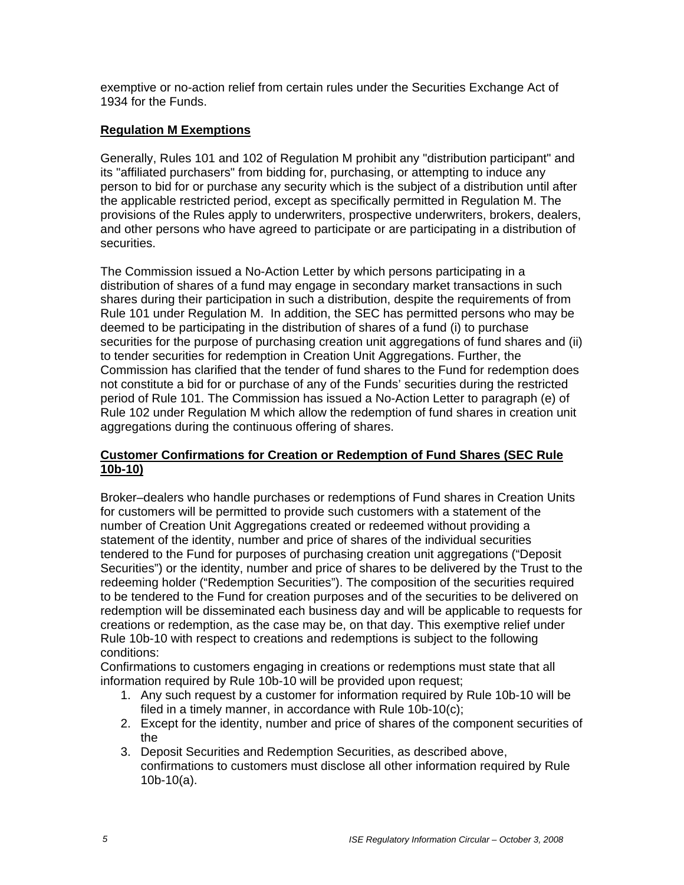exemptive or no-action relief from certain rules under the Securities Exchange Act of 1934 for the Funds.

**Regulation M Exemptions**

Generally, Rules 101 and 102 of Regulation M prohibit any "distribution participant" and its "affiliated purchasers" from bidding for, purchasing, or attempting to induce any person to bid for or purchase any security which is the subject of a distribution until after the applicable restricted period, except as specifically permitted in Regulation M. The provisions of the Rules apply to underwriters, prospective underwriters, brokers, dealers, and other persons who have agreed to participate or are participating in a distribution of securities.

The Commission issued a No-Action Letter by which persons participating in a distribution of shares of a fund may engage in secondary market transactions in such shares during their participation in such a distribution, despite the requirements of from Rule 101 under Regulation M. In addition, the SEC has permitted persons who may be deemed to be participating in the distribution of shares of a fund (i) to purchase securities for the purpose of purchasing creation unit aggregations of fund shares and (ii) to tender securities for redemption in Creation Unit Aggregations. Further, the Commission has clarified that the tender of fund shares to the Fund for redemption does not constitute a bid for or purchase of any of the Funds' securities during the restricted period of Rule 101. The Commission has issued a No-Action Letter to paragraph (e) of Rule 102 under Regulation M which allow the redemption of fund shares in creation unit aggregations during the continuous offering of shares.

**Customer Confirmations for Creation or Redemption of Fund Shares (SEC Rule 10b-10)**

Broker–dealers who handle purchases or redemptions of Fund shares in Creation Units for customers will be permitted to provide such customers with a statement of the number of Creation Unit Aggregations created or redeemed without providing a statement of the identity, number and price of shares of the individual securities tendered to the Fund for purposes of purchasing creation unit aggregations ("Deposit Securities") or the identity, number and price of shares to be delivered by the Trust to the redeeming holder ("Redemption Securities"). The composition of the securities required to be tendered to the Fund for creation purposes and of the securities to be delivered on redemption will be disseminated each business day and will be applicable to requests for creations or redemption, as the case may be, on that day. This exemptive relief under Rule 10b-10 with respect to creations and redemptions is subject to the following conditions:

Confirmations to customers engaging in creations or redemptions must state that all information required by Rule 10b-10 will be provided upon request;

1. Any such request by a customer for information required by Rule 10b-10 will be filed in a timely manner, in accordance with Rule 10b-10(c);
2. Except for the identity, number and price of shares of the component securities of the
3. Deposit Securities and Redemption Securities, as described above, confirmations to customers must disclose all other information required by Rule 10b-10(a).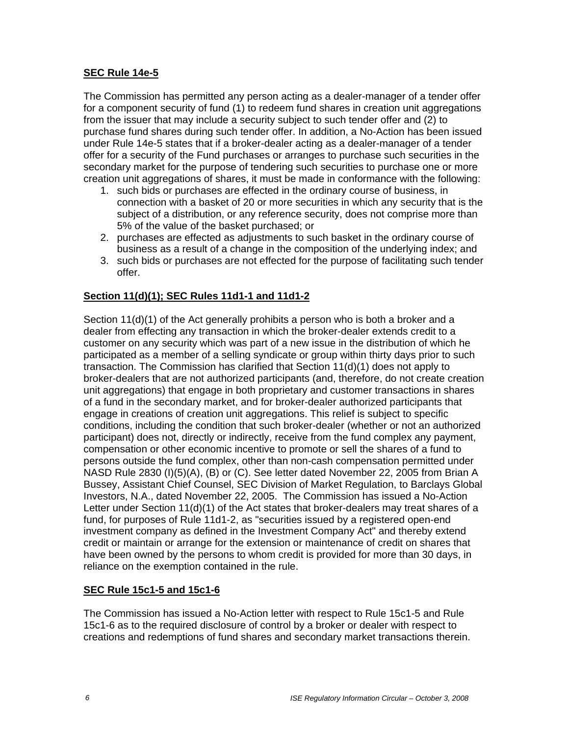**SEC Rule 14e-5**

The Commission has permitted any person acting as a dealer-manager of a tender offer for a component security of fund (1) to redeem fund shares in creation unit aggregations from the issuer that may include a security subject to such tender offer and (2) to purchase fund shares during such tender offer. In addition, a No-Action has been issued under Rule 14e-5 states that if a broker-dealer acting as a dealer-manager of a tender offer for a security of the Fund purchases or arranges to purchase such securities in the secondary market for the purpose of tendering such securities to purchase one or more creation unit aggregations of shares, it must be made in conformance with the following:

1. such bids or purchases are effected in the ordinary course of business, in connection with a basket of 20 or more securities in which any security that is the subject of a distribution, or any reference security, does not comprise more than 5% of the value of the basket purchased; or
2. purchases are effected as adjustments to such basket in the ordinary course of business as a result of a change in the composition of the underlying index; and
3. such bids or purchases are not effected for the purpose of facilitating such tender offer.

**Section 11(d)(1); SEC Rules 11d1-1 and 11d1-2**

Section 11(d)(1) of the Act generally prohibits a person who is both a broker and a dealer from effecting any transaction in which the broker-dealer extends credit to a customer on any security which was part of a new issue in the distribution of which he participated as a member of a selling syndicate or group within thirty days prior to such transaction. The Commission has clarified that Section 11(d)(1) does not apply to broker-dealers that are not authorized participants (and, therefore, do not create creation unit aggregations) that engage in both proprietary and customer transactions in shares of a fund in the secondary market, and for broker-dealer authorized participants that engage in creations of creation unit aggregations. This relief is subject to specific conditions, including the condition that such broker-dealer (whether or not an authorized participant) does not, directly or indirectly, receive from the fund complex any payment, compensation or other economic incentive to promote or sell the shares of a fund to persons outside the fund complex, other than non-cash compensation permitted under NASD Rule 2830 (I)(5)(A), (B) or (C). See letter dated November 22, 2005 from Brian A Bussey, Assistant Chief Counsel, SEC Division of Market Regulation, to Barclays Global Investors, N.A., dated November 22, 2005. The Commission has issued a No-Action Letter under Section 11(d)(1) of the Act states that broker-dealers may treat shares of a fund, for purposes of Rule 11d1-2, as "securities issued by a registered open-end investment company as defined in the Investment Company Act" and thereby extend credit or maintain or arrange for the extension or maintenance of credit on shares that have been owned by the persons to whom credit is provided for more than 30 days, in reliance on the exemption contained in the rule.

**SEC Rule 15c1-5 and 15c1-6**

The Commission has issued a No-Action letter with respect to Rule 15c1-5 and Rule 15c1-6 as to the required disclosure of control by a broker or dealer with respect to creations and redemptions of fund shares and secondary market transactions therein.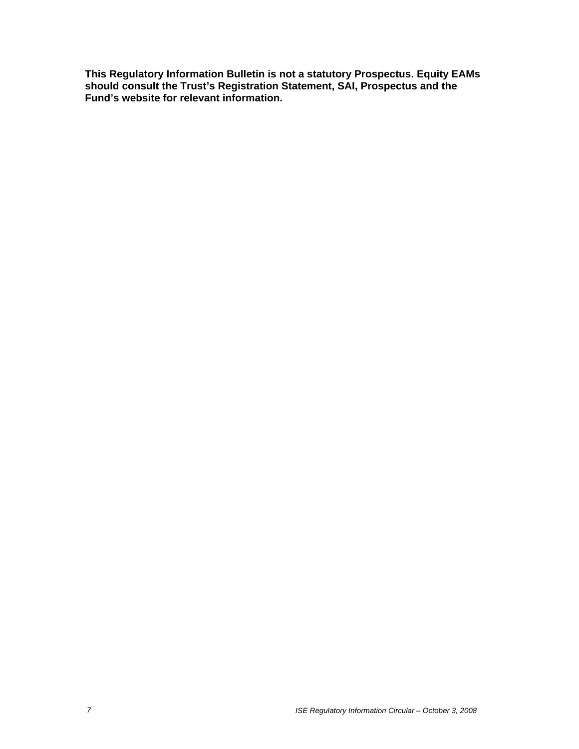**This Regulatory Information Bulletin is not a statutory Prospectus. Equity EAMs should consult the Trust's Registration Statement, SAI, Prospectus and the Fund's website for relevant information.**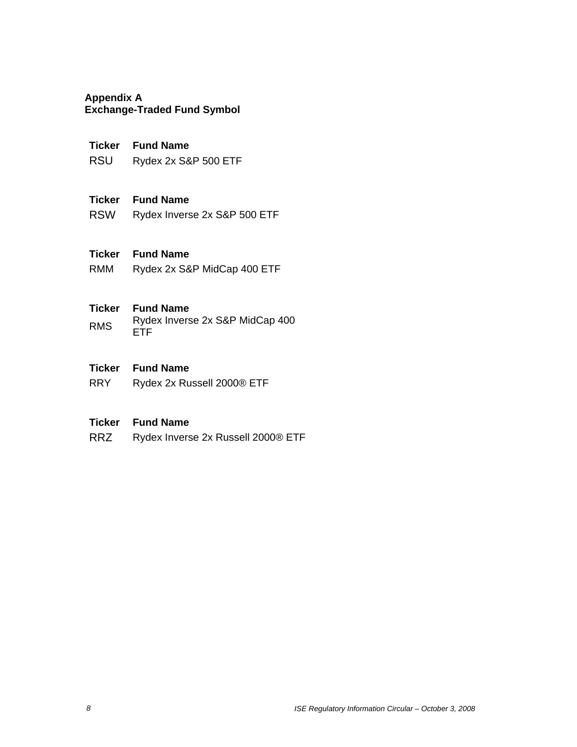**Appendix A**
**Exchange-Traded Fund Symbol**

| Ticker | Fund Name |
| --- | --- |
| RSU | Rydex 2x S&P 500 ETF |

| Ticker | Fund Name |
| --- | --- |
| RSW | Rydex Inverse 2x S&P 500 ETF |

| Ticker | Fund Name |
| --- | --- |
| RMM | Rydex 2x S&P MidCap 400 ETF |

| Ticker | Fund Name |
| --- | --- |
| RMS | Rydex Inverse 2x S&P MidCap 400 ETF |

| Ticker | Fund Name |
| --- | --- |
| RRY | Rydex 2x Russell 2000® ETF |

| Ticker | Fund Name |
| --- | --- |
| RRZ | Rydex Inverse 2x Russell 2000® ETF |